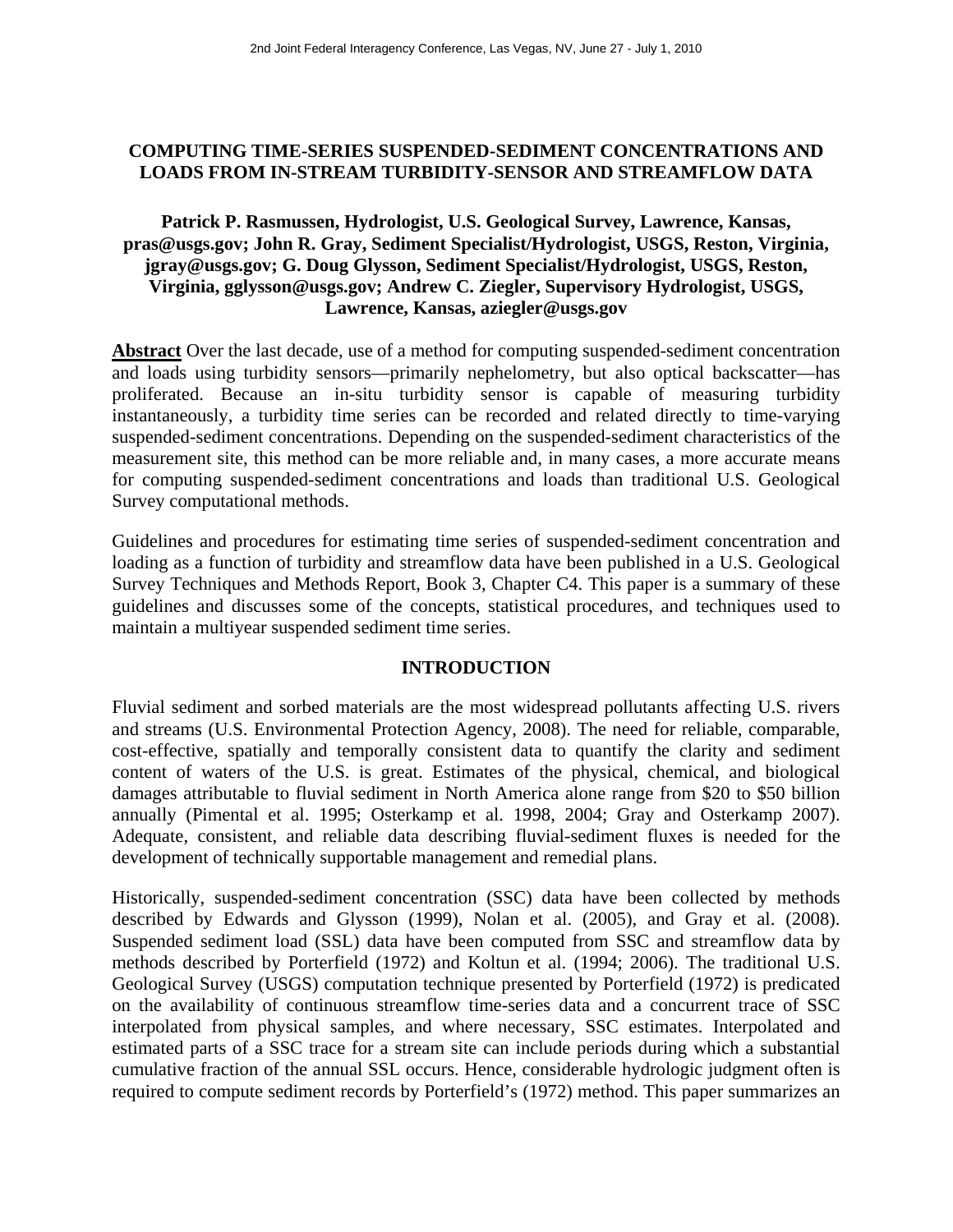# COMPUTING TIME-SERIES SUSPENDED-SEDIMENT CONCENTRATIONS AND LOADS FROM IN-STREAM TURBIDITY-SENSOR AND STREAMFLOW DATA

**Patrick P. Rasmussen, Hydrologist, U.S. Geological Survey, Lawrence, Kansas, pras@usgs.gov; John R. Gray, Sediment Specialist/Hydrologist, USGS, Reston, Virginia, jgray@usgs.gov; G. Doug Glysson, Sediment Specialist/Hydrologist, USGS, Reston, Virginia, gglysson@usgs.gov; Andrew C. Ziegler, Supervisory Hydrologist, USGS, Lawrence, Kansas, aziegler@usgs.gov**

**Abstract** Over the last decade, use of a method for computing suspended-sediment concentration and loads using turbidity sensors—primarily nephelometry, but also optical backscatter—has proliferated. Because an in-situ turbidity sensor is capable of measuring turbidity instantaneously, a turbidity time series can be recorded and related directly to time-varying suspended-sediment concentrations. Depending on the suspended-sediment characteristics of the measurement site, this method can be more reliable and, in many cases, a more accurate means for computing suspended-sediment concentrations and loads than traditional U.S. Geological Survey computational methods.

Guidelines and procedures for estimating time series of suspended-sediment concentration and loading as a function of turbidity and streamflow data have been published in a U.S. Geological Survey Techniques and Methods Report, Book 3, Chapter C4. This paper is a summary of these guidelines and discusses some of the concepts, statistical procedures, and techniques used to maintain a multiyear suspended sediment time series.

## INTRODUCTION

Fluvial sediment and sorbed materials are the most widespread pollutants affecting U.S. rivers and streams (U.S. Environmental Protection Agency, 2008). The need for reliable, comparable, cost-effective, spatially and temporally consistent data to quantify the clarity and sediment content of waters of the U.S. is great. Estimates of the physical, chemical, and biological damages attributable to fluvial sediment in North America alone range from \$20 to \$50 billion annually (Pimental et al. 1995; Osterkamp et al. 1998, 2004; Gray and Osterkamp 2007). Adequate, consistent, and reliable data describing fluvial-sediment fluxes is needed for the development of technically supportable management and remedial plans.

Historically, suspended-sediment concentration (SSC) data have been collected by methods described by Edwards and Glysson (1999), Nolan et al. (2005), and Gray et al. (2008). Suspended sediment load (SSL) data have been computed from SSC and streamflow data by methods described by Porterfield (1972) and Koltun et al. (1994; 2006). The traditional U.S. Geological Survey (USGS) computation technique presented by Porterfield (1972) is predicated on the availability of continuous streamflow time-series data and a concurrent trace of SSC interpolated from physical samples, and where necessary, SSC estimates. Interpolated and estimated parts of a SSC trace for a stream site can include periods during which a substantial cumulative fraction of the annual SSL occurs. Hence, considerable hydrologic judgment often is required to compute sediment records by Porterfield's (1972) method. This paper summarizes an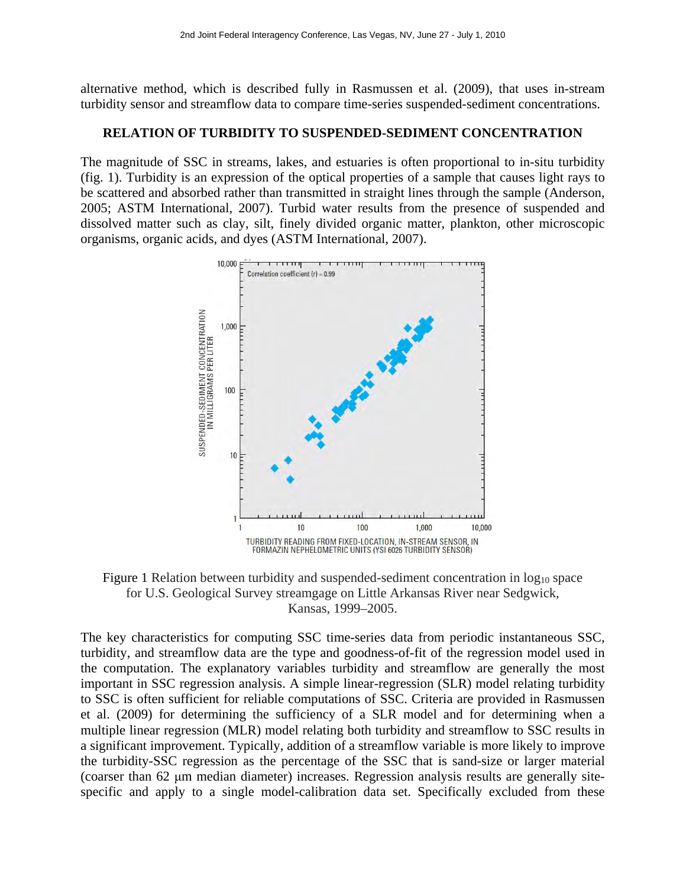alternative method, which is described fully in Rasmussen et al. (2009), that uses in-stream turbidity sensor and streamflow data to compare time-series suspended-sediment concentrations.

## RELATION OF TURBIDITY TO SUSPENDED-SEDIMENT CONCENTRATION

The magnitude of SSC in streams, lakes, and estuaries is often proportional to in-situ turbidity (fig. 1). Turbidity is an expression of the optical properties of a sample that causes light rays to be scattered and absorbed rather than transmitted in straight lines through the sample (Anderson, 2005; ASTM International, 2007). Turbid water results from the presence of suspended and dissolved matter such as clay, silt, finely divided organic matter, plankton, other microscopic organisms, organic acids, and dyes (ASTM International, 2007).

Figure 1 Relation between turbidity and suspended-sediment concentration in $\log_{10}$ space for U.S. Geological Survey streamgage on Little Arkansas River near Sedgwick, Kansas, 1999–2005.

The key characteristics for computing SSC time-series data from periodic instantaneous SSC, turbidity, and streamflow data are the type and goodness-of-fit of the regression model used in the computation. The explanatory variables turbidity and streamflow are generally the most important in SSC regression analysis. A simple linear-regression (SLR) model relating turbidity to SSC is often sufficient for reliable computations of SSC. Criteria are provided in Rasmussen et al. (2009) for determining the sufficiency of a SLR model and for determining when a multiple linear regression (MLR) model relating both turbidity and streamflow to SSC results in a significant improvement. Typically, addition of a streamflow variable is more likely to improve the turbidity-SSC regression as the percentage of the SSC that is sand-size or larger material (coarser than 62 μm median diameter) increases. Regression analysis results are generally site-specific and apply to a single model-calibration data set. Specifically excluded from these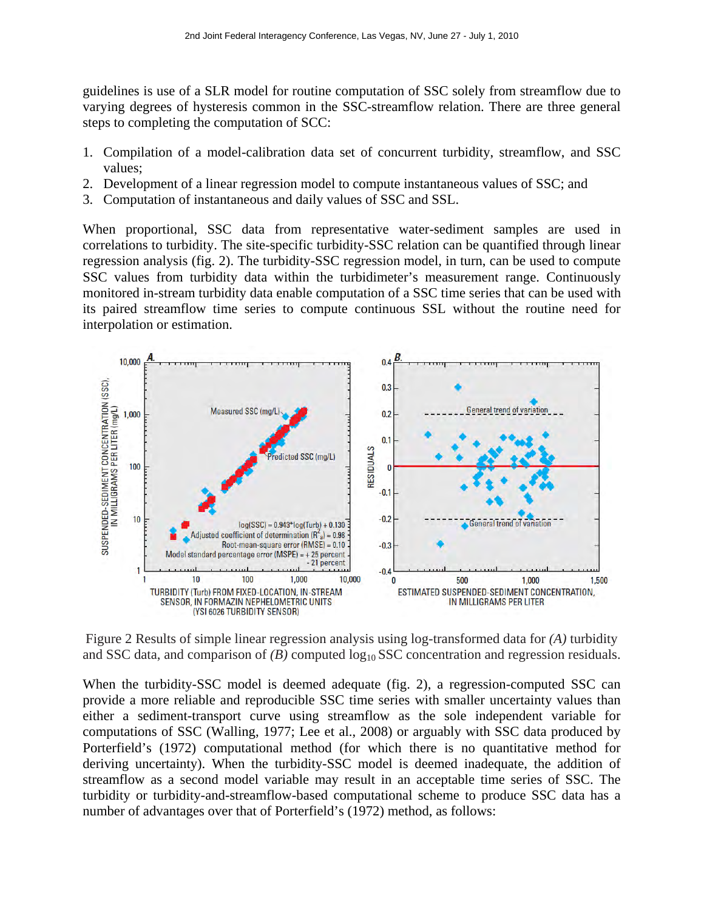guidelines is use of a SLR model for routine computation of SSC solely from streamflow due to varying degrees of hysteresis common in the SSC-streamflow relation. There are three general steps to completing the computation of SCC:

1. Compilation of a model-calibration data set of concurrent turbidity, streamflow, and SSC values;
2. Development of a linear regression model to compute instantaneous values of SSC; and
3. Computation of instantaneous and daily values of SSC and SSL.

When proportional, SSC data from representative water-sediment samples are used in correlations to turbidity. The site-specific turbidity-SSC relation can be quantified through linear regression analysis (fig. 2). The turbidity-SSC regression model, in turn, can be used to compute SSC values from turbidity data within the turbidimeter's measurement range. Continuously monitored in-stream turbidity data enable computation of a SSC time series that can be used with its paired streamflow time series to compute continuous SSL without the routine need for interpolation or estimation.

Figure 2 Results of simple linear regression analysis using log-transformed data for *(A)* turbidity and SSC data, and comparison of *(B)* computed $\log_{10}$ SSC concentration and regression residuals.

When the turbidity-SSC model is deemed adequate (fig. 2), a regression-computed SSC can provide a more reliable and reproducible SSC time series with smaller uncertainty values than either a sediment-transport curve using streamflow as the sole independent variable for computations of SSC (Walling, 1977; Lee et al., 2008) or arguably with SSC data produced by Porterfield's (1972) computational method (for which there is no quantitative method for deriving uncertainty). When the turbidity-SSC model is deemed inadequate, the addition of streamflow as a second model variable may result in an acceptable time series of SSC. The turbidity or turbidity-and-streamflow-based computational scheme to produce SSC data has a number of advantages over that of Porterfield's (1972) method, as follows: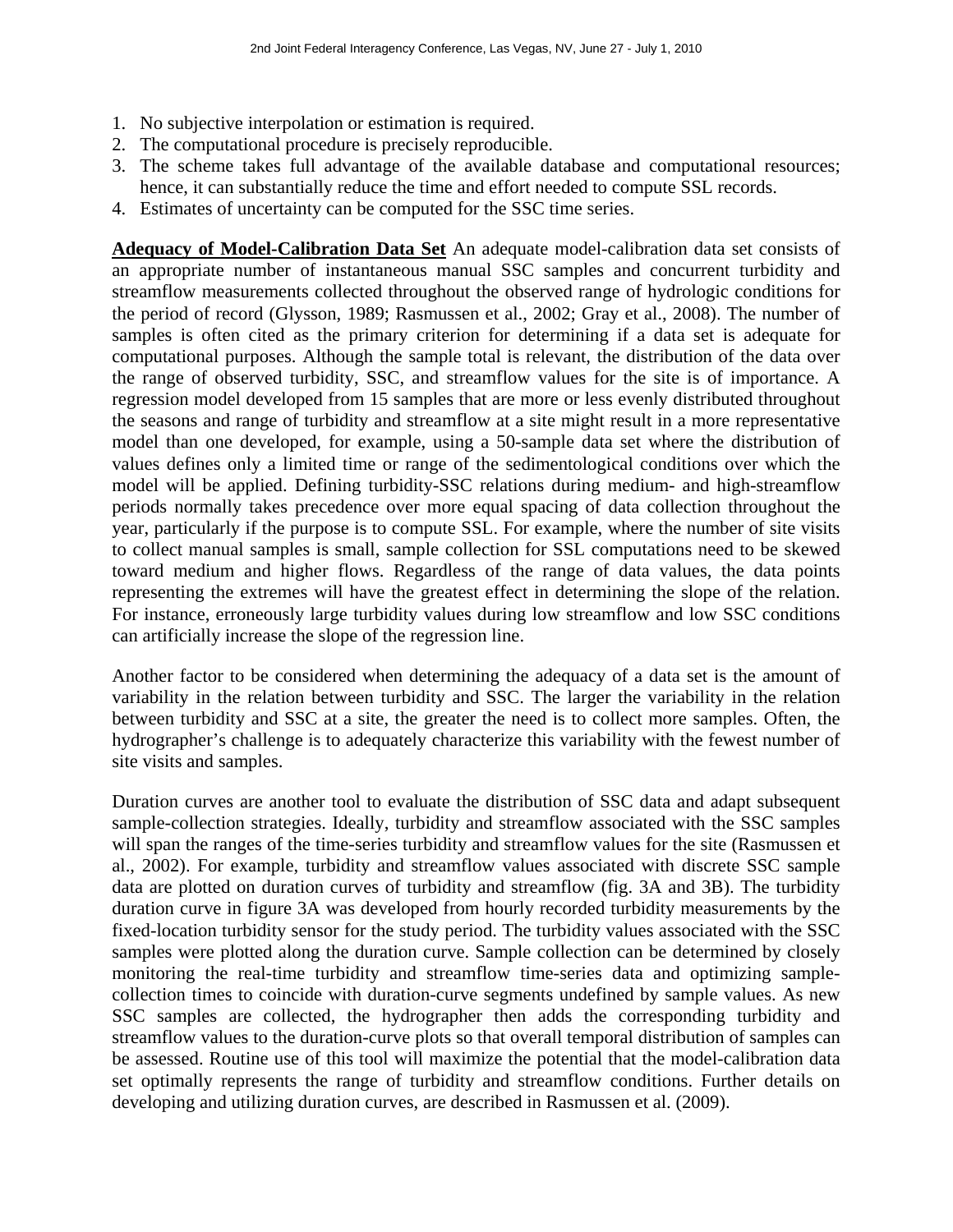1. No subjective interpolation or estimation is required.
2. The computational procedure is precisely reproducible.
3. The scheme takes full advantage of the available database and computational resources; hence, it can substantially reduce the time and effort needed to compute SSL records.
4. Estimates of uncertainty can be computed for the SSC time series.

**Adequacy of Model-Calibration Data Set** An adequate model-calibration data set consists of an appropriate number of instantaneous manual SSC samples and concurrent turbidity and streamflow measurements collected throughout the observed range of hydrologic conditions for the period of record (Glysson, 1989; Rasmussen et al., 2002; Gray et al., 2008). The number of samples is often cited as the primary criterion for determining if a data set is adequate for computational purposes. Although the sample total is relevant, the distribution of the data over the range of observed turbidity, SSC, and streamflow values for the site is of importance. A regression model developed from 15 samples that are more or less evenly distributed throughout the seasons and range of turbidity and streamflow at a site might result in a more representative model than one developed, for example, using a 50-sample data set where the distribution of values defines only a limited time or range of the sedimentological conditions over which the model will be applied. Defining turbidity-SSC relations during medium- and high-streamflow periods normally takes precedence over more equal spacing of data collection throughout the year, particularly if the purpose is to compute SSL. For example, where the number of site visits to collect manual samples is small, sample collection for SSL computations need to be skewed toward medium and higher flows. Regardless of the range of data values, the data points representing the extremes will have the greatest effect in determining the slope of the relation. For instance, erroneously large turbidity values during low streamflow and low SSC conditions can artificially increase the slope of the regression line.

Another factor to be considered when determining the adequacy of a data set is the amount of variability in the relation between turbidity and SSC. The larger the variability in the relation between turbidity and SSC at a site, the greater the need is to collect more samples. Often, the hydrographer's challenge is to adequately characterize this variability with the fewest number of site visits and samples.

Duration curves are another tool to evaluate the distribution of SSC data and adapt subsequent sample-collection strategies. Ideally, turbidity and streamflow associated with the SSC samples will span the ranges of the time-series turbidity and streamflow values for the site (Rasmussen et al., 2002). For example, turbidity and streamflow values associated with discrete SSC sample data are plotted on duration curves of turbidity and streamflow (fig. 3A and 3B). The turbidity duration curve in figure 3A was developed from hourly recorded turbidity measurements by the fixed-location turbidity sensor for the study period. The turbidity values associated with the SSC samples were plotted along the duration curve. Sample collection can be determined by closely monitoring the real-time turbidity and streamflow time-series data and optimizing sample-collection times to coincide with duration-curve segments undefined by sample values. As new SSC samples are collected, the hydrographer then adds the corresponding turbidity and streamflow values to the duration-curve plots so that overall temporal distribution of samples can be assessed. Routine use of this tool will maximize the potential that the model-calibration data set optimally represents the range of turbidity and streamflow conditions. Further details on developing and utilizing duration curves, are described in Rasmussen et al. (2009).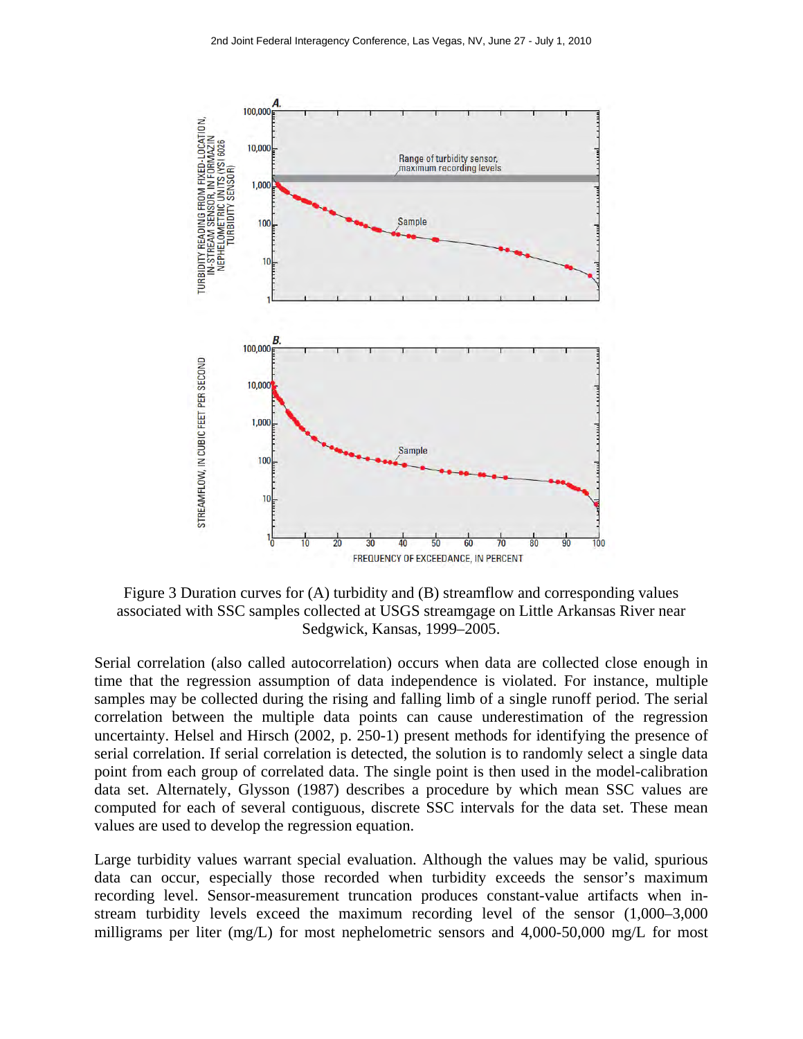Figure 3 Duration curves for (A) turbidity and (B) streamflow and corresponding values associated with SSC samples collected at USGS streamgage on Little Arkansas River near Sedgwick, Kansas, 1999–2005.

Serial correlation (also called autocorrelation) occurs when data are collected close enough in time that the regression assumption of data independence is violated. For instance, multiple samples may be collected during the rising and falling limb of a single runoff period. The serial correlation between the multiple data points can cause underestimation of the regression uncertainty. Helsel and Hirsch (2002, p. 250-1) present methods for identifying the presence of serial correlation. If serial correlation is detected, the solution is to randomly select a single data point from each group of correlated data. The single point is then used in the model-calibration data set. Alternately, Glysson (1987) describes a procedure by which mean SSC values are computed for each of several contiguous, discrete SSC intervals for the data set. These mean values are used to develop the regression equation.

Large turbidity values warrant special evaluation. Although the values may be valid, spurious data can occur, especially those recorded when turbidity exceeds the sensor's maximum recording level. Sensor-measurement truncation produces constant-value artifacts when in-stream turbidity levels exceed the maximum recording level of the sensor (1,000–3,000 milligrams per liter (mg/L) for most nephelometric sensors and 4,000-50,000 mg/L for most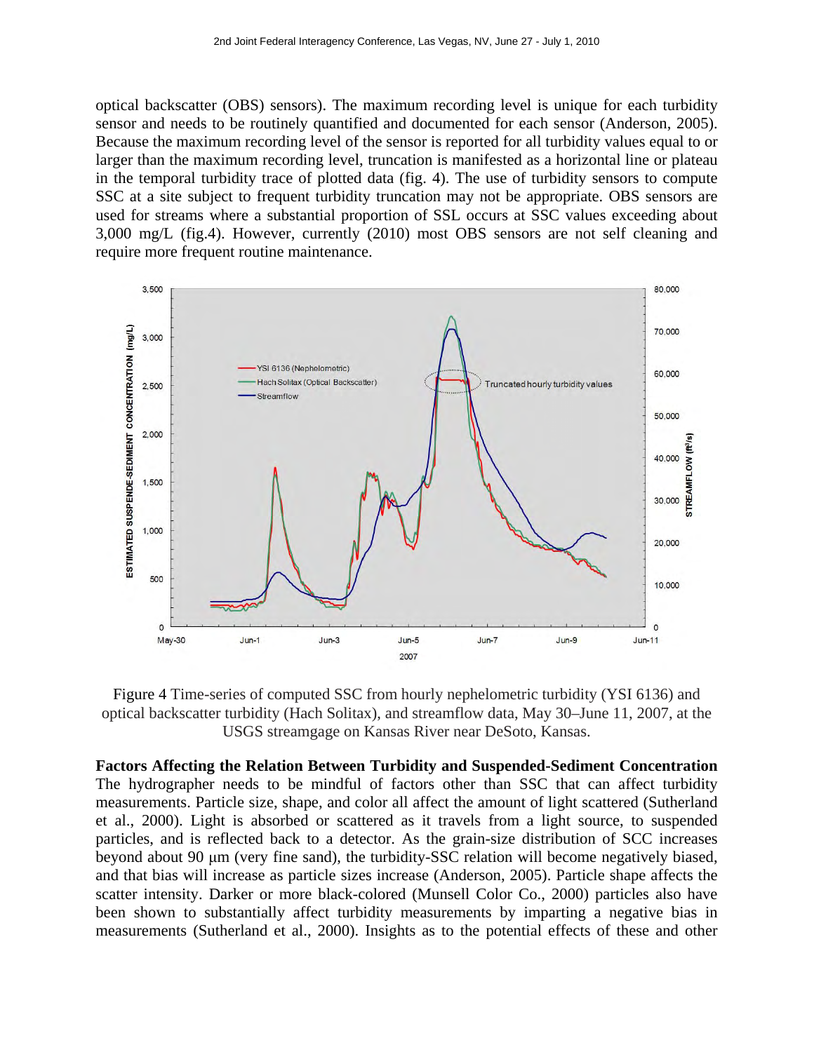optical backscatter (OBS) sensors). The maximum recording level is unique for each turbidity sensor and needs to be routinely quantified and documented for each sensor (Anderson, 2005). Because the maximum recording level of the sensor is reported for all turbidity values equal to or larger than the maximum recording level, truncation is manifested as a horizontal line or plateau in the temporal turbidity trace of plotted data (fig. 4). The use of turbidity sensors to compute SSC at a site subject to frequent turbidity truncation may not be appropriate. OBS sensors are used for streams where a substantial proportion of SSL occurs at SSC values exceeding about 3,000 mg/L (fig.4). However, currently (2010) most OBS sensors are not self cleaning and require more frequent routine maintenance.

Figure 4 Time-series of computed SSC from hourly nephelometric turbidity (YSI 6136) and optical backscatter turbidity (Hach Solitax), and streamflow data, May 30–June 11, 2007, at the USGS streamgage on Kansas River near DeSoto, Kansas.

**Factors Affecting the Relation Between Turbidity and Suspended-Sediment Concentration**
The hydrographer needs to be mindful of factors other than SSC that can affect turbidity measurements. Particle size, shape, and color all affect the amount of light scattered (Sutherland et al., 2000). Light is absorbed or scattered as it travels from a light source, to suspended particles, and is reflected back to a detector. As the grain-size distribution of SCC increases beyond about 90 µm (very fine sand), the turbidity-SSC relation will become negatively biased, and that bias will increase as particle sizes increase (Anderson, 2005). Particle shape affects the scatter intensity. Darker or more black-colored (Munsell Color Co., 2000) particles also have been shown to substantially affect turbidity measurements by imparting a negative bias in measurements (Sutherland et al., 2000). Insights as to the potential effects of these and other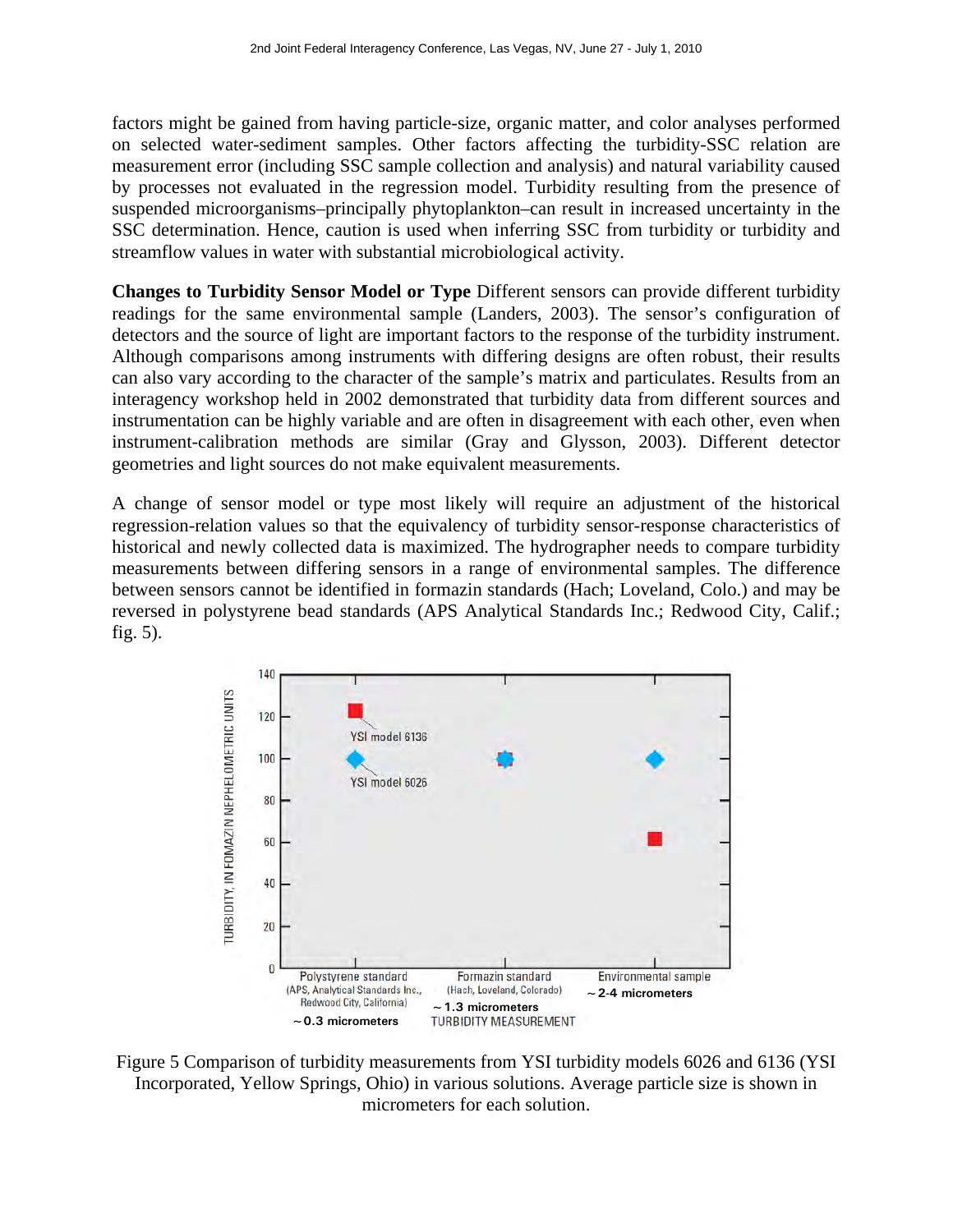factors might be gained from having particle-size, organic matter, and color analyses performed on selected water-sediment samples. Other factors affecting the turbidity-SSC relation are measurement error (including SSC sample collection and analysis) and natural variability caused by processes not evaluated in the regression model. Turbidity resulting from the presence of suspended microorganisms–principally phytoplankton–can result in increased uncertainty in the SSC determination. Hence, caution is used when inferring SSC from turbidity or turbidity and streamflow values in water with substantial microbiological activity.

**Changes to Turbidity Sensor Model or Type** Different sensors can provide different turbidity readings for the same environmental sample (Landers, 2003). The sensor's configuration of detectors and the source of light are important factors to the response of the turbidity instrument. Although comparisons among instruments with differing designs are often robust, their results can also vary according to the character of the sample's matrix and particulates. Results from an interagency workshop held in 2002 demonstrated that turbidity data from different sources and instrumentation can be highly variable and are often in disagreement with each other, even when instrument-calibration methods are similar (Gray and Glysson, 2003). Different detector geometries and light sources do not make equivalent measurements.

A change of sensor model or type most likely will require an adjustment of the historical regression-relation values so that the equivalency of turbidity sensor-response characteristics of historical and newly collected data is maximized. The hydrographer needs to compare turbidity measurements between differing sensors in a range of environmental samples. The difference between sensors cannot be identified in formazin standards (Hach; Loveland, Colo.) and may be reversed in polystyrene bead standards (APS Analytical Standards Inc.; Redwood City, Calif.; fig. 5).

Figure 5 Comparison of turbidity measurements from YSI turbidity models 6026 and 6136 (YSI Incorporated, Yellow Springs, Ohio) in various solutions. Average particle size is shown in micrometers for each solution.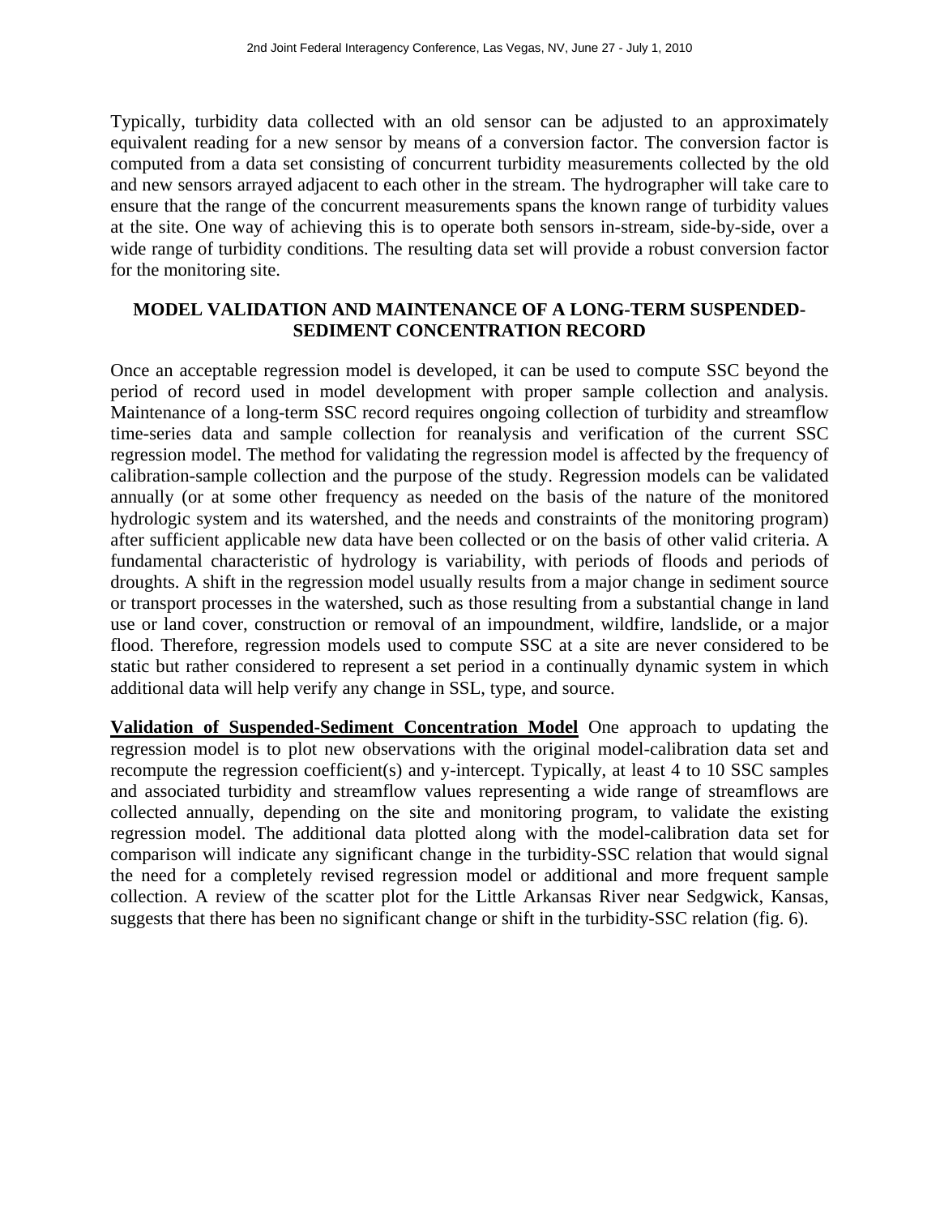Typically, turbidity data collected with an old sensor can be adjusted to an approximately equivalent reading for a new sensor by means of a conversion factor. The conversion factor is computed from a data set consisting of concurrent turbidity measurements collected by the old and new sensors arrayed adjacent to each other in the stream. The hydrographer will take care to ensure that the range of the concurrent measurements spans the known range of turbidity values at the site. One way of achieving this is to operate both sensors in-stream, side-by-side, over a wide range of turbidity conditions. The resulting data set will provide a robust conversion factor for the monitoring site.

## MODEL VALIDATION AND MAINTENANCE OF A LONG-TERM SUSPENDED-SEDIMENT CONCENTRATION RECORD

Once an acceptable regression model is developed, it can be used to compute SSC beyond the period of record used in model development with proper sample collection and analysis. Maintenance of a long-term SSC record requires ongoing collection of turbidity and streamflow time-series data and sample collection for reanalysis and verification of the current SSC regression model. The method for validating the regression model is affected by the frequency of calibration-sample collection and the purpose of the study. Regression models can be validated annually (or at some other frequency as needed on the basis of the nature of the monitored hydrologic system and its watershed, and the needs and constraints of the monitoring program) after sufficient applicable new data have been collected or on the basis of other valid criteria. A fundamental characteristic of hydrology is variability, with periods of floods and periods of droughts. A shift in the regression model usually results from a major change in sediment source or transport processes in the watershed, such as those resulting from a substantial change in land use or land cover, construction or removal of an impoundment, wildfire, landslide, or a major flood. Therefore, regression models used to compute SSC at a site are never considered to be static but rather considered to represent a set period in a continually dynamic system in which additional data will help verify any change in SSL, type, and source.

**Validation of Suspended-Sediment Concentration Model** One approach to updating the regression model is to plot new observations with the original model-calibration data set and recompute the regression coefficient(s) and y-intercept. Typically, at least 4 to 10 SSC samples and associated turbidity and streamflow values representing a wide range of streamflows are collected annually, depending on the site and monitoring program, to validate the existing regression model. The additional data plotted along with the model-calibration data set for comparison will indicate any significant change in the turbidity-SSC relation that would signal the need for a completely revised regression model or additional and more frequent sample collection. A review of the scatter plot for the Little Arkansas River near Sedgwick, Kansas, suggests that there has been no significant change or shift in the turbidity-SSC relation (fig. 6).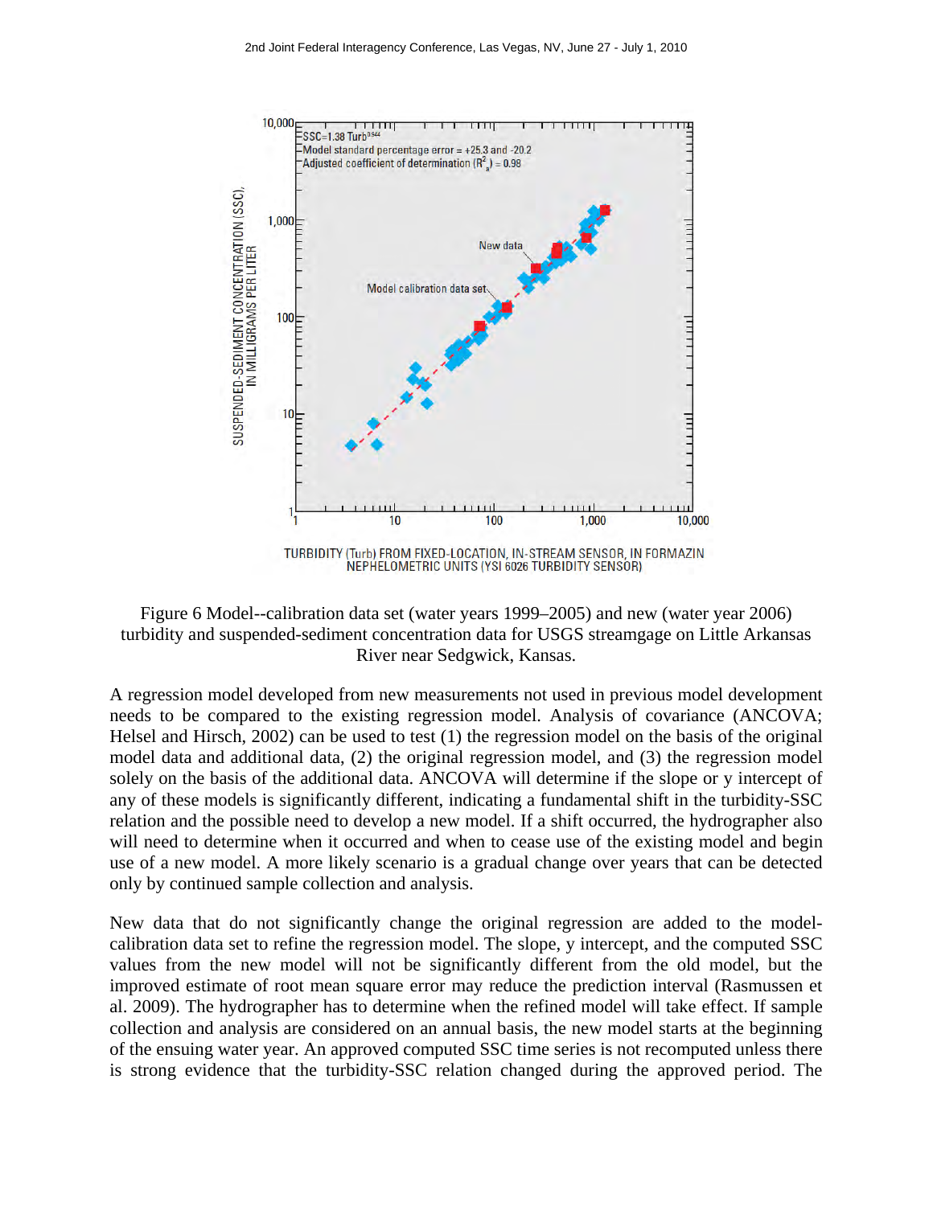Figure 6 Model--calibration data set (water years 1999–2005) and new (water year 2006) turbidity and suspended-sediment concentration data for USGS streamgage on Little Arkansas River near Sedgwick, Kansas.

A regression model developed from new measurements not used in previous model development needs to be compared to the existing regression model. Analysis of covariance (ANCOVA; Helsel and Hirsch, 2002) can be used to test (1) the regression model on the basis of the original model data and additional data, (2) the original regression model, and (3) the regression model solely on the basis of the additional data. ANCOVA will determine if the slope or y intercept of any of these models is significantly different, indicating a fundamental shift in the turbidity-SSC relation and the possible need to develop a new model. If a shift occurred, the hydrographer also will need to determine when it occurred and when to cease use of the existing model and begin use of a new model. A more likely scenario is a gradual change over years that can be detected only by continued sample collection and analysis.

New data that do not significantly change the original regression are added to the model-calibration data set to refine the regression model. The slope, y intercept, and the computed SSC values from the new model will not be significantly different from the old model, but the improved estimate of root mean square error may reduce the prediction interval (Rasmussen et al. 2009). The hydrographer has to determine when the refined model will take effect. If sample collection and analysis are considered on an annual basis, the new model starts at the beginning of the ensuing water year. An approved computed SSC time series is not recomputed unless there is strong evidence that the turbidity-SSC relation changed during the approved period. The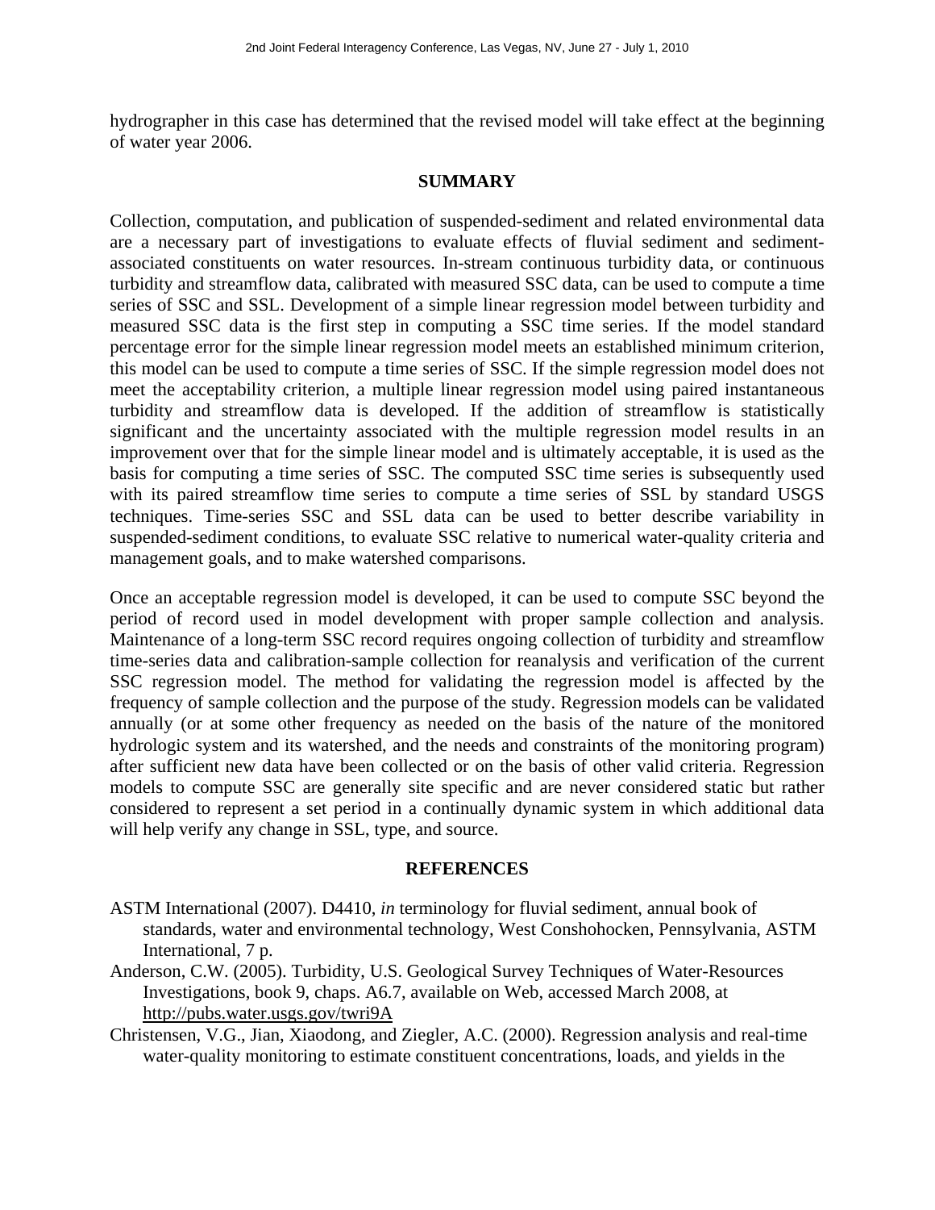hydrographer in this case has determined that the revised model will take effect at the beginning of water year 2006.

## SUMMARY

Collection, computation, and publication of suspended-sediment and related environmental data are a necessary part of investigations to evaluate effects of fluvial sediment and sediment-associated constituents on water resources. In-stream continuous turbidity data, or continuous turbidity and streamflow data, calibrated with measured SSC data, can be used to compute a time series of SSC and SSL. Development of a simple linear regression model between turbidity and measured SSC data is the first step in computing a SSC time series. If the model standard percentage error for the simple linear regression model meets an established minimum criterion, this model can be used to compute a time series of SSC. If the simple regression model does not meet the acceptability criterion, a multiple linear regression model using paired instantaneous turbidity and streamflow data is developed. If the addition of streamflow is statistically significant and the uncertainty associated with the multiple regression model results in an improvement over that for the simple linear model and is ultimately acceptable, it is used as the basis for computing a time series of SSC. The computed SSC time series is subsequently used with its paired streamflow time series to compute a time series of SSL by standard USGS techniques. Time-series SSC and SSL data can be used to better describe variability in suspended-sediment conditions, to evaluate SSC relative to numerical water-quality criteria and management goals, and to make watershed comparisons.

Once an acceptable regression model is developed, it can be used to compute SSC beyond the period of record used in model development with proper sample collection and analysis. Maintenance of a long-term SSC record requires ongoing collection of turbidity and streamflow time-series data and calibration-sample collection for reanalysis and verification of the current SSC regression model. The method for validating the regression model is affected by the frequency of sample collection and the purpose of the study. Regression models can be validated annually (or at some other frequency as needed on the basis of the nature of the monitored hydrologic system and its watershed, and the needs and constraints of the monitoring program) after sufficient new data have been collected or on the basis of other valid criteria. Regression models to compute SSC are generally site specific and are never considered static but rather considered to represent a set period in a continually dynamic system in which additional data will help verify any change in SSL, type, and source.

## REFERENCES

ASTM International (2007). D4410, *in* terminology for fluvial sediment, annual book of standards, water and environmental technology, West Conshohocken, Pennsylvania, ASTM International, 7 p.

Anderson, C.W. (2005). Turbidity, U.S. Geological Survey Techniques of Water-Resources Investigations, book 9, chaps. A6.7, available on Web, accessed March 2008, at http://pubs.water.usgs.gov/twri9A

Christensen, V.G., Jian, Xiaodong, and Ziegler, A.C. (2000). Regression analysis and real-time water-quality monitoring to estimate constituent concentrations, loads, and yields in the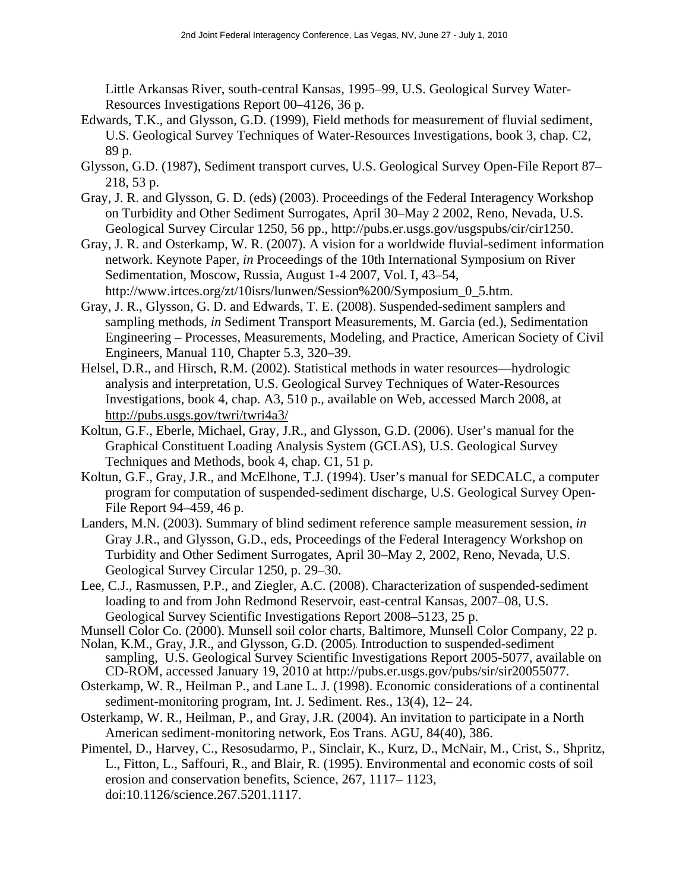Little Arkansas River, south-central Kansas, 1995–99, U.S. Geological Survey Water-Resources Investigations Report 00–4126, 36 p.

Edwards, T.K., and Glysson, G.D. (1999), Field methods for measurement of fluvial sediment, U.S. Geological Survey Techniques of Water-Resources Investigations, book 3, chap. C2, 89 p.

Glysson, G.D. (1987), Sediment transport curves, U.S. Geological Survey Open-File Report 87–218, 53 p.

Gray, J. R. and Glysson, G. D. (eds) (2003). Proceedings of the Federal Interagency Workshop on Turbidity and Other Sediment Surrogates, April 30–May 2 2002, Reno, Nevada, U.S. Geological Survey Circular 1250, 56 pp., http://pubs.er.usgs.gov/usgspubs/cir/cir1250.

Gray, J. R. and Osterkamp, W. R. (2007). A vision for a worldwide fluvial-sediment information network. Keynote Paper, *in* Proceedings of the 10th International Symposium on River Sedimentation, Moscow, Russia, August 1-4 2007, Vol. I, 43–54, http://www.irtces.org/zt/10isrs/lunwen/Session%200/Symposium_0_5.htm.

Gray, J. R., Glysson, G. D. and Edwards, T. E. (2008). Suspended-sediment samplers and sampling methods, *in* Sediment Transport Measurements, M. Garcia (ed.), Sedimentation Engineering – Processes, Measurements, Modeling, and Practice, American Society of Civil Engineers, Manual 110, Chapter 5.3, 320–39.

Helsel, D.R., and Hirsch, R.M. (2002). Statistical methods in water resources—hydrologic analysis and interpretation, U.S. Geological Survey Techniques of Water-Resources Investigations, book 4, chap. A3, 510 p., available on Web, accessed March 2008, at http://pubs.usgs.gov/twri/twri4a3/

Koltun, G.F., Eberle, Michael, Gray, J.R., and Glysson, G.D. (2006). User's manual for the Graphical Constituent Loading Analysis System (GCLAS), U.S. Geological Survey Techniques and Methods, book 4, chap. C1, 51 p.

Koltun, G.F., Gray, J.R., and McElhone, T.J. (1994). User's manual for SEDCALC, a computer program for computation of suspended-sediment discharge, U.S. Geological Survey Open-File Report 94–459, 46 p.

Landers, M.N. (2003). Summary of blind sediment reference sample measurement session, *in* Gray J.R., and Glysson, G.D., eds, Proceedings of the Federal Interagency Workshop on Turbidity and Other Sediment Surrogates, April 30–May 2, 2002, Reno, Nevada, U.S. Geological Survey Circular 1250, p. 29–30.

Lee, C.J., Rasmussen, P.P., and Ziegler, A.C. (2008). Characterization of suspended-sediment loading to and from John Redmond Reservoir, east-central Kansas, 2007–08, U.S. Geological Survey Scientific Investigations Report 2008–5123, 25 p.

Munsell Color Co. (2000). Munsell soil color charts, Baltimore, Munsell Color Company, 22 p.

Nolan, K.M., Gray, J.R., and Glysson, G.D. (2005). Introduction to suspended-sediment sampling, U.S. Geological Survey Scientific Investigations Report 2005-5077, available on CD-ROM, accessed January 19, 2010 at http://pubs.er.usgs.gov/pubs/sir/sir20055077.

Osterkamp, W. R., Heilman P., and Lane L. J. (1998). Economic considerations of a continental sediment-monitoring program, Int. J. Sediment. Res., 13(4), 12– 24.

Osterkamp, W. R., Heilman, P., and Gray, J.R. (2004). An invitation to participate in a North American sediment-monitoring network, Eos Trans. AGU, 84(40), 386.

Pimentel, D., Harvey, C., Resosudarmo, P., Sinclair, K., Kurz, D., McNair, M., Crist, S., Shpritz, L., Fitton, L., Saffouri, R., and Blair, R. (1995). Environmental and economic costs of soil erosion and conservation benefits, Science, 267, 1117– 1123, doi:10.1126/science.267.5201.1117.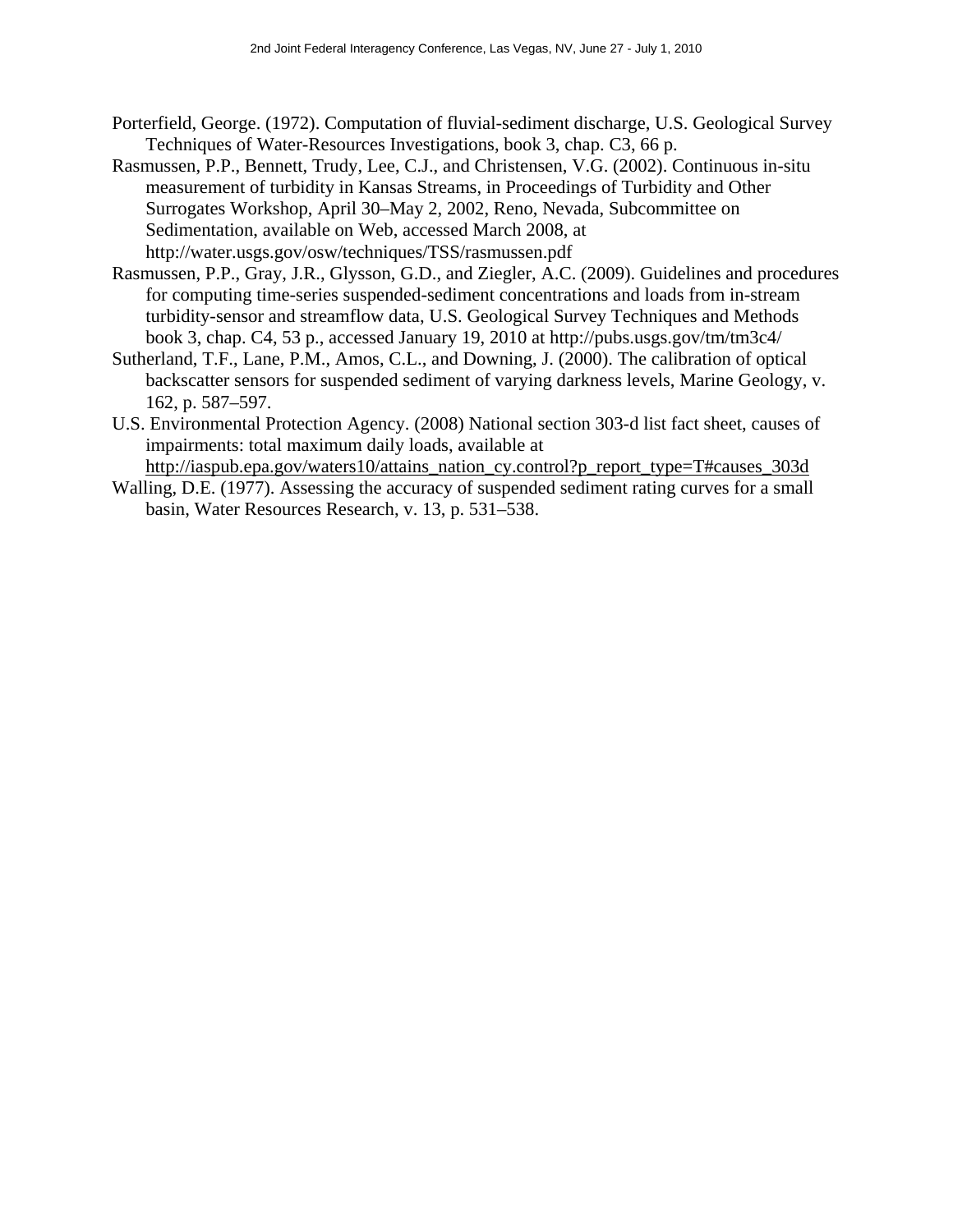Porterfield, George. (1972). Computation of fluvial-sediment discharge, U.S. Geological Survey Techniques of Water-Resources Investigations, book 3, chap. C3, 66 p.

Rasmussen, P.P., Bennett, Trudy, Lee, C.J., and Christensen, V.G. (2002). Continuous in-situ measurement of turbidity in Kansas Streams, in Proceedings of Turbidity and Other Surrogates Workshop, April 30–May 2, 2002, Reno, Nevada, Subcommittee on Sedimentation, available on Web, accessed March 2008, at http://water.usgs.gov/osw/techniques/TSS/rasmussen.pdf

Rasmussen, P.P., Gray, J.R., Glysson, G.D., and Ziegler, A.C. (2009). Guidelines and procedures for computing time-series suspended-sediment concentrations and loads from in-stream turbidity-sensor and streamflow data, U.S. Geological Survey Techniques and Methods book 3, chap. C4, 53 p., accessed January 19, 2010 at http://pubs.usgs.gov/tm/tm3c4/

Sutherland, T.F., Lane, P.M., Amos, C.L., and Downing, J. (2000). The calibration of optical backscatter sensors for suspended sediment of varying darkness levels, Marine Geology, v. 162, p. 587–597.

U.S. Environmental Protection Agency. (2008) National section 303-d list fact sheet, causes of impairments: total maximum daily loads, available at http://iaspub.epa.gov/waters10/attains_nation_cy.control?p_report_type=T#causes_303d

Walling, D.E. (1977). Assessing the accuracy of suspended sediment rating curves for a small basin, Water Resources Research, v. 13, p. 531–538.